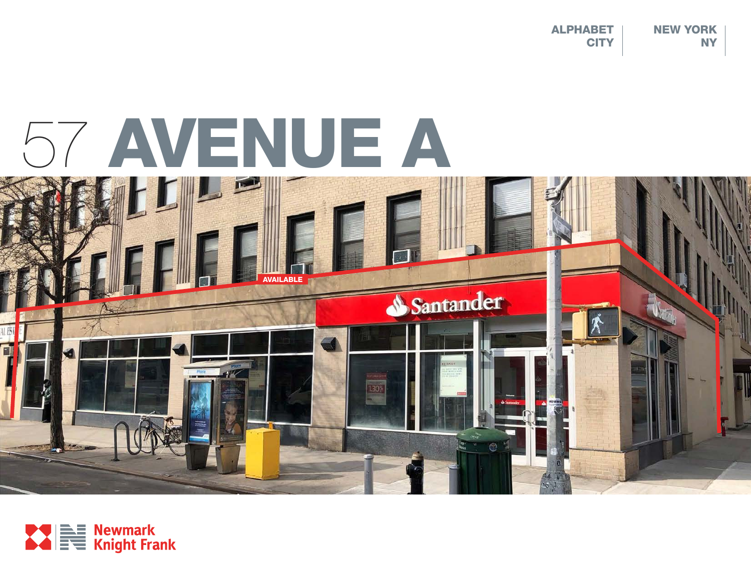ALPHABET CITY | NEW YORK NY

# 57 AVENUE A

AVAILABLE

Newmark Knight Frank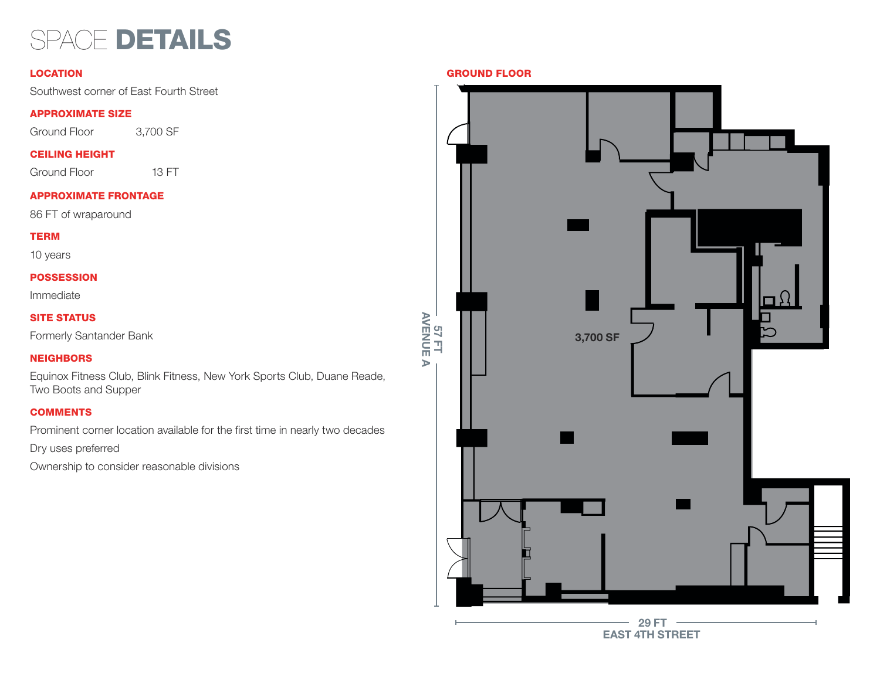# SPACE DETAILS

**LOCATION**

Southwest corner of East Fourth Street

**APPROXIMATE SIZE**

Ground Floor 3,700 SF

**CEILING HEIGHT**

Ground Floor 13 FT

**APPROXIMATE FRONTAGE**

86 FT of wraparound

**TERM**

10 years

**POSSESSION**

Immediate

**SITE STATUS**

Formerly Santander Bank

**NEIGHBORS**

Equinox Fitness Club, Blink Fitness, New York Sports Club, Duane Reade, Two Boots and Supper

**COMMENTS**

Prominent corner location available for the first time in nearly two decades

Dry uses preferred

Ownership to consider reasonable divisions

**GROUND FLOOR**

3,700 SF

57 FT
AVENUE A

29 FT
EAST 4TH STREET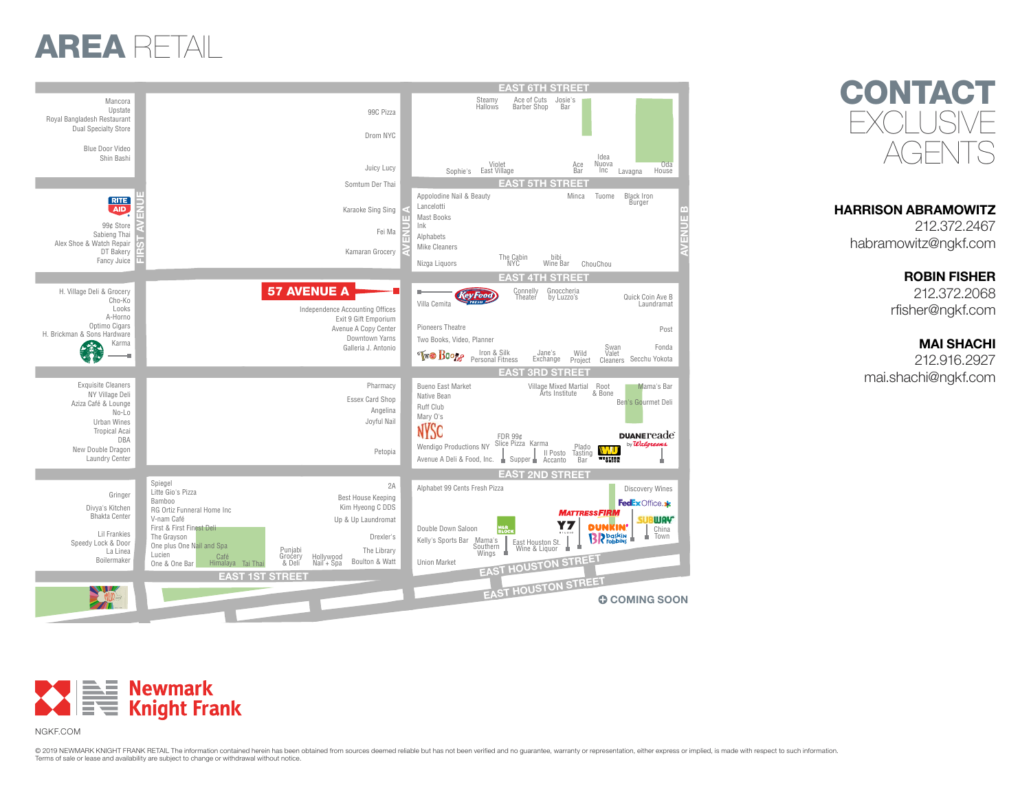# AREA RETAIL

EAST 6TH STREET
EAST 5TH STREET
EAST 4TH STREET
EAST 3RD STREET
EAST 2ND STREET
EAST 1ST STREET
EAST HOUSTON STREET
EAST HOUSTON STREET
FIRST AVENUE
AVENUE A
AVENUE B

57 AVENUE A

Mancora
Upstate
Royal Bangladesh Restaurant
Dual Specialty Store
Blue Door Video
Shin Bashi

99C Pizza
Drom NYC
Juicy Lucy
Somtum Der Thai

Steamy Hallows
Ace of Cuts Barber Shop
Josie's Bar
Sophie's
Violet East Village
Ace Bar
Idea Nuova Inc
Lavagna
Oda House

RITE AID
99¢ Store
Sabieng Thai
Alex Shoe & Watch Repair
DT Bakery
Fancy Juice

Karaoke Sing Sing
Fei Ma
Kamaran Grocery

Appolodine Nail & Beauty
Lancelotti
Mast Books
Ink
Alphabets
Mike Cleaners
Nizga Liquors
Minca
Tuome
Black Iron Burger
The Cabin NYC
bibi Wine Bar
ChouChou

H. Village Deli & Grocery
Cho-Ko
Looks
A-Horno
Optimo Cigars
H. Brickman & Sons Hardware
Karma

Independence Accounting Offices
Exit 9 Gift Emporium
Avenue A Copy Center
Downtown Yarns
Galleria J. Antonio

Key Food
Villa Cemita
Connelly Theater
Gnoccheria by Luzzo's
Quick Coin Ave B Laundramat
Pioneers Theatre
Two Books, Video, Planner
Post
Two Boots
Iron & Silk Personal Fitness
Jane's Exchange
Wild Project
Swan Valet Cleaners
Fonda
Secchu Yokota

Exquisite Cleaners
NY Village Deli
Aziza Café & Lounge
No-Lo
Urban Wines
Tropical Acai
DBA
New Double Dragon
Laundry Center

Pharmacy
Essex Card Shop
Angelina
Joyful Nail
Petopia

Bueno East Market
Native Bean
Ruff Club
Mary O's
NYSC
Wendigo Productions NY
Avenue A Deli & Food, Inc.
Village Mixed Martial Arts Institute
Root & Bone
Mama's Bar
Ben's Gourmet Deli
FDR 99¢ Slice Pizza
Karma
Supper
Il Posto Accanto
Plado Tasting Bar
Duane Reade by Walgreens
Western Union

Gringer
Divya's Kitchen
Bhakta Center
Lil Frankies
Speedy Lock & Door
La Linea
Boilermaker

Spiegel
Litte Gio's Pizza
Bamboo
RG Ortiz Funneral Home Inc
V-nam Café
First & First Finest Deli
The Grayson
One plus One Nail and Spa
Lucien
One & One Bar
Café Himalaya
Tai Thai
Punjabi Grocery & Deli
Hollywood Nail + Spa
2A
Best House Keeping
Kim Hyeong C DDS
Up & Up Laundromat
Drexler's
The Library
Boulton & Watt

Alphabet 99 Cents Fresh Pizza
Double Down Saloon
Kelly's Sports Bar
Mama's Southern Wings
East Houston St. Wine & Liquor
Union Market
H&R Block
Mattress Firm
Y7 Studio
Dunkin'
Baskin Robbins
Discovery Wines
FedEx Office
Subway
China Town

COMING SOON

# CONTACT EXCLUSIVE AGENTS

**HARRISON ABRAMOWITZ**
212.372.2467
habramowitz@ngkf.com

**ROBIN FISHER**
212.372.2068
rfisher@ngkf.com

**MAI SHACHI**
212.916.2927
mai.shachi@ngkf.com

Newmark Knight Frank

NGKF.COM

© 2019 NEWMARK KNIGHT FRANK RETAIL The information contained herein has been obtained from sources deemed reliable but has not been verified and no guarantee, warranty or representation, either express or implied, is made with respect to such information. Terms of sale or lease and availability are subject to change or withdrawal without notice.